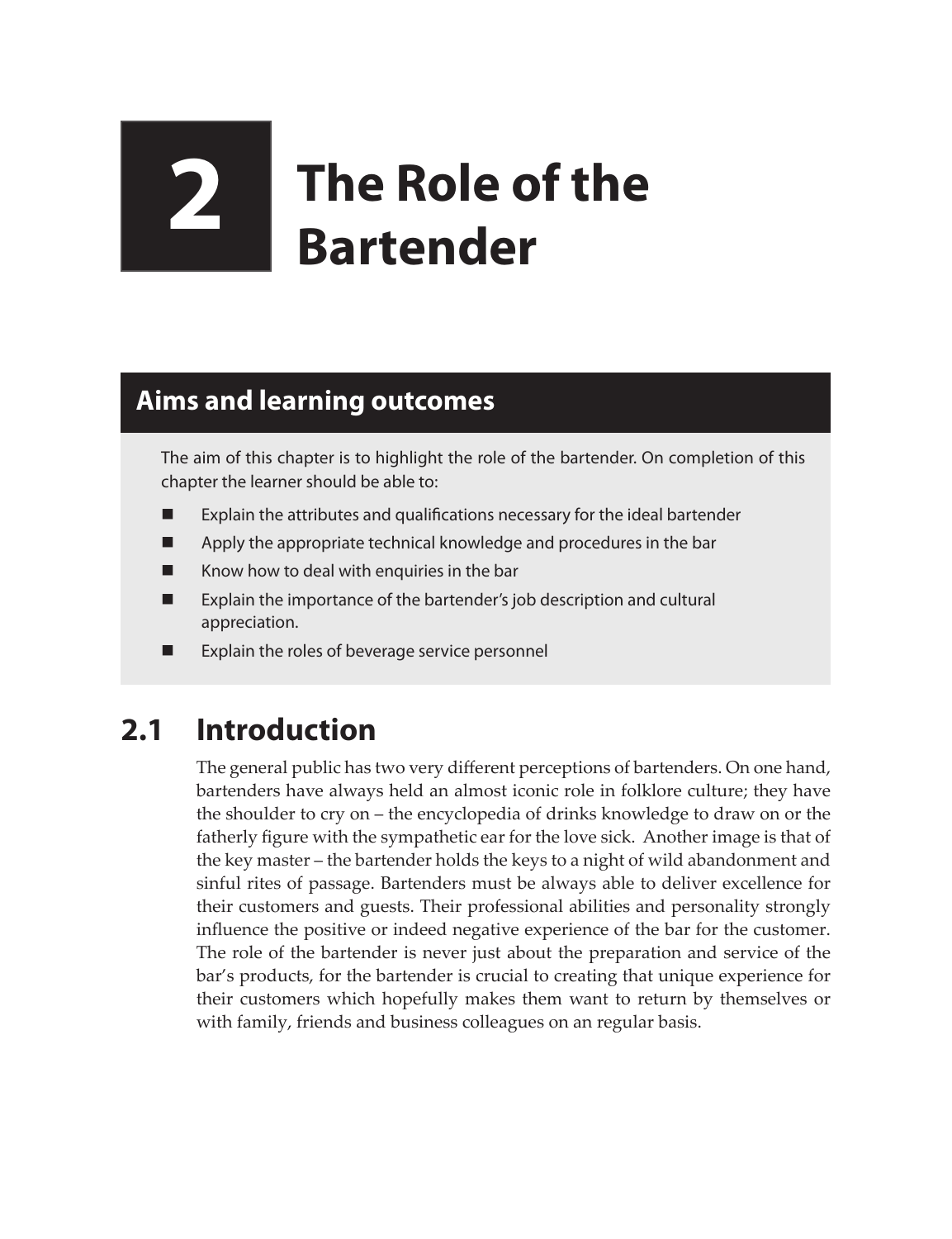# 2 The Role of the Bartender

## Aims and learning outcomes

The aim of this chapter is to highlight the role of the bartender. On completion of this chapter the learner should be able to:

- Explain the attributes and qualifications necessary for the ideal bartender
- Apply the appropriate technical knowledge and procedures in the bar
- Know how to deal with enquiries in the bar
- Explain the importance of the bartender's job description and cultural appreciation.
- Explain the roles of beverage service personnel

## 2.1 Introduction

The general public has two very different perceptions of bartenders. On one hand, bartenders have always held an almost iconic role in folklore culture; they have the shoulder to cry on – the encyclopedia of drinks knowledge to draw on or the fatherly figure with the sympathetic ear for the love sick. Another image is that of the key master – the bartender holds the keys to a night of wild abandonment and sinful rites of passage. Bartenders must be always able to deliver excellence for their customers and guests. Their professional abilities and personality strongly influence the positive or indeed negative experience of the bar for the customer. The role of the bartender is never just about the preparation and service of the bar's products, for the bartender is crucial to creating that unique experience for their customers which hopefully makes them want to return by themselves or with family, friends and business colleagues on an regular basis.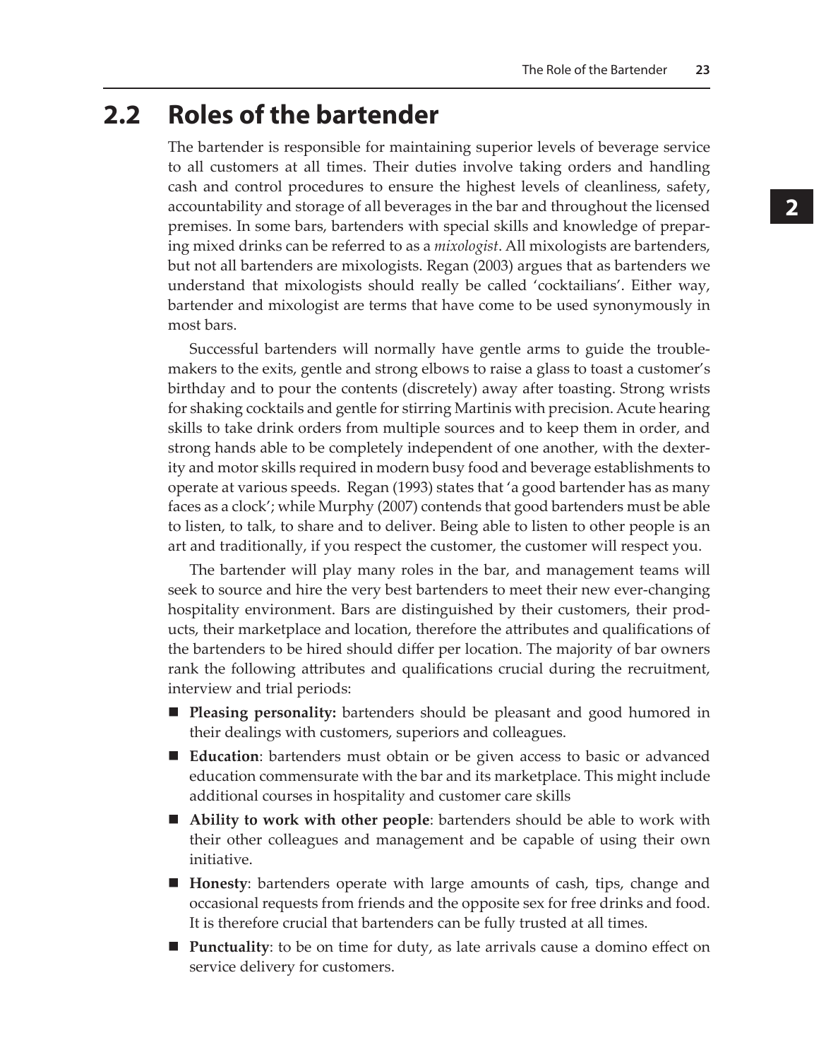## 2.2 Roles of the bartender

The bartender is responsible for maintaining superior levels of beverage service to all customers at all times. Their duties involve taking orders and handling cash and control procedures to ensure the highest levels of cleanliness, safety, accountability and storage of all beverages in the bar and throughout the licensed premises. In some bars, bartenders with special skills and knowledge of preparing mixed drinks can be referred to as a *mixologist*. All mixologists are bartenders, but not all bartenders are mixologists. Regan (2003) argues that as bartenders we understand that mixologists should really be called 'cocktailians'. Either way, bartender and mixologist are terms that have come to be used synonymously in most bars.

Successful bartenders will normally have gentle arms to guide the trouble-makers to the exits, gentle and strong elbows to raise a glass to toast a customer's birthday and to pour the contents (discretely) away after toasting. Strong wrists for shaking cocktails and gentle for stirring Martinis with precision. Acute hearing skills to take drink orders from multiple sources and to keep them in order, and strong hands able to be completely independent of one another, with the dexterity and motor skills required in modern busy food and beverage establishments to operate at various speeds. Regan (1993) states that 'a good bartender has as many faces as a clock'; while Murphy (2007) contends that good bartenders must be able to listen, to talk, to share and to deliver. Being able to listen to other people is an art and traditionally, if you respect the customer, the customer will respect you.

The bartender will play many roles in the bar, and management teams will seek to source and hire the very best bartenders to meet their new ever-changing hospitality environment. Bars are distinguished by their customers, their products, their marketplace and location, therefore the attributes and qualifications of the bartenders to be hired should differ per location. The majority of bar owners rank the following attributes and qualifications crucial during the recruitment, interview and trial periods:

- **Pleasing personality:** bartenders should be pleasant and good humored in their dealings with customers, superiors and colleagues.
- **Education**: bartenders must obtain or be given access to basic or advanced education commensurate with the bar and its marketplace. This might include additional courses in hospitality and customer care skills
- **Ability to work with other people**: bartenders should be able to work with their other colleagues and management and be capable of using their own initiative.
- **Honesty**: bartenders operate with large amounts of cash, tips, change and occasional requests from friends and the opposite sex for free drinks and food. It is therefore crucial that bartenders can be fully trusted at all times.
- **Punctuality**: to be on time for duty, as late arrivals cause a domino effect on service delivery for customers.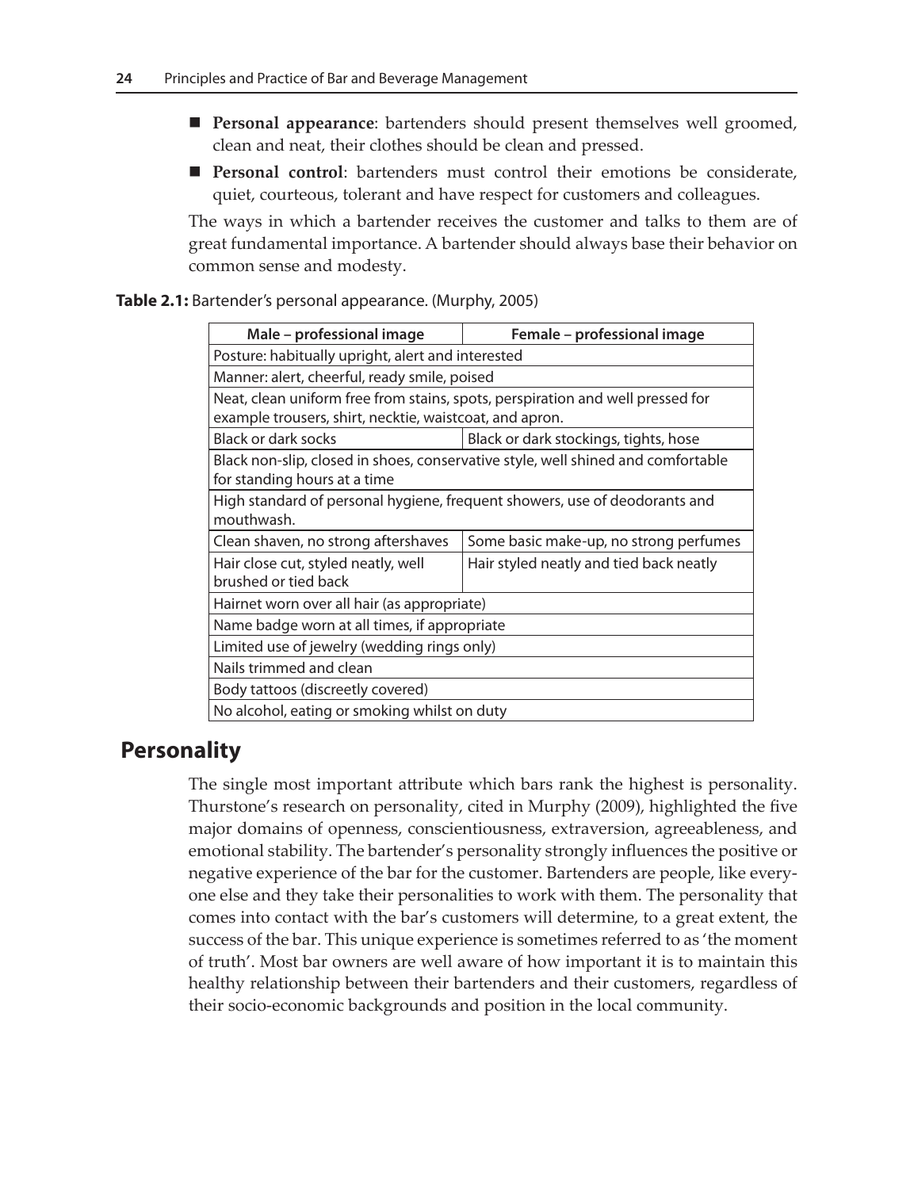- **Personal appearance**: bartenders should present themselves well groomed, clean and neat, their clothes should be clean and pressed.
- **Personal control**: bartenders must control their emotions be considerate, quiet, courteous, tolerant and have respect for customers and colleagues.

The ways in which a bartender receives the customer and talks to them are of great fundamental importance. A bartender should always base their behavior on common sense and modesty.

**Table 2.1:** Bartender's personal appearance. (Murphy, 2005)

| Male – professional image | Female – professional image |
|---|---|
| Posture: habitually upright, alert and interested | |
| Manner: alert, cheerful, ready smile, poised | |
| Neat, clean uniform free from stains, spots, perspiration and well pressed for example trousers, shirt, necktie, waistcoat, and apron. | |
| Black or dark socks | Black or dark stockings, tights, hose |
| Black non-slip, closed in shoes, conservative style, well shined and comfortable for standing hours at a time | |
| High standard of personal hygiene, frequent showers, use of deodorants and mouthwash. | |
| Clean shaven, no strong aftershaves | Some basic make-up, no strong perfumes |
| Hair close cut, styled neatly, well brushed or tied back | Hair styled neatly and tied back neatly |
| Hairnet worn over all hair (as appropriate) | |
| Name badge worn at all times, if appropriate | |
| Limited use of jewelry (wedding rings only) | |
| Nails trimmed and clean | |
| Body tattoos (discreetly covered) | |
| No alcohol, eating or smoking whilst on duty | |

## Personality

The single most important attribute which bars rank the highest is personality. Thurstone's research on personality, cited in Murphy (2009), highlighted the five major domains of openness, conscientiousness, extraversion, agreeableness, and emotional stability. The bartender's personality strongly influences the positive or negative experience of the bar for the customer. Bartenders are people, like everyone else and they take their personalities to work with them. The personality that comes into contact with the bar's customers will determine, to a great extent, the success of the bar. This unique experience is sometimes referred to as 'the moment of truth'. Most bar owners are well aware of how important it is to maintain this healthy relationship between their bartenders and their customers, regardless of their socio-economic backgrounds and position in the local community.